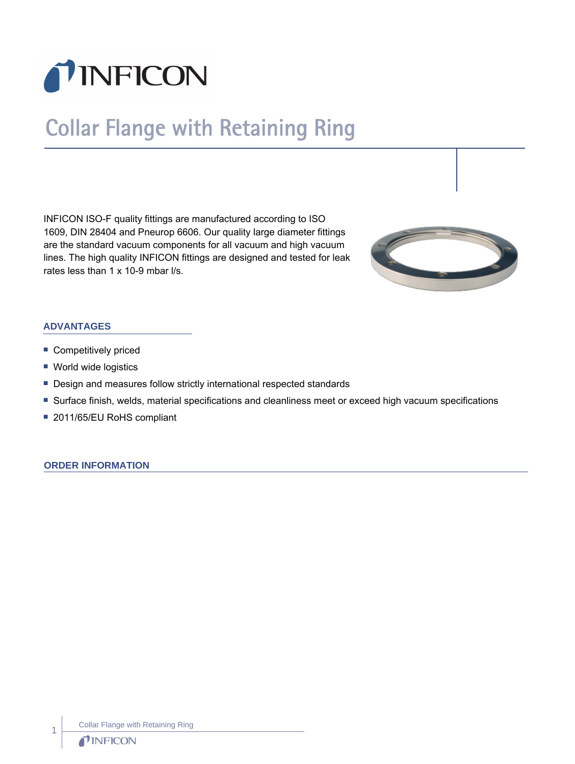# Collar Flange with Retaining Ring

INFICON ISO-F quality fittings are manufactured according to ISO 1609, DIN 28404 and Pneurop 6606. Our quality large diameter fittings are the standard vacuum components for all vacuum and high vacuum lines. The high quality INFICON fittings are designed and tested for leak rates less than 1 x 10-9 mbar l/s.

## ADVANTAGES

- Competitively priced
- World wide logistics
- Design and measures follow strictly international respected standards
- Surface finish, welds, material specifications and cleanliness meet or exceed high vacuum specifications
- 2011/65/EU RoHS compliant

## ORDER INFORMATION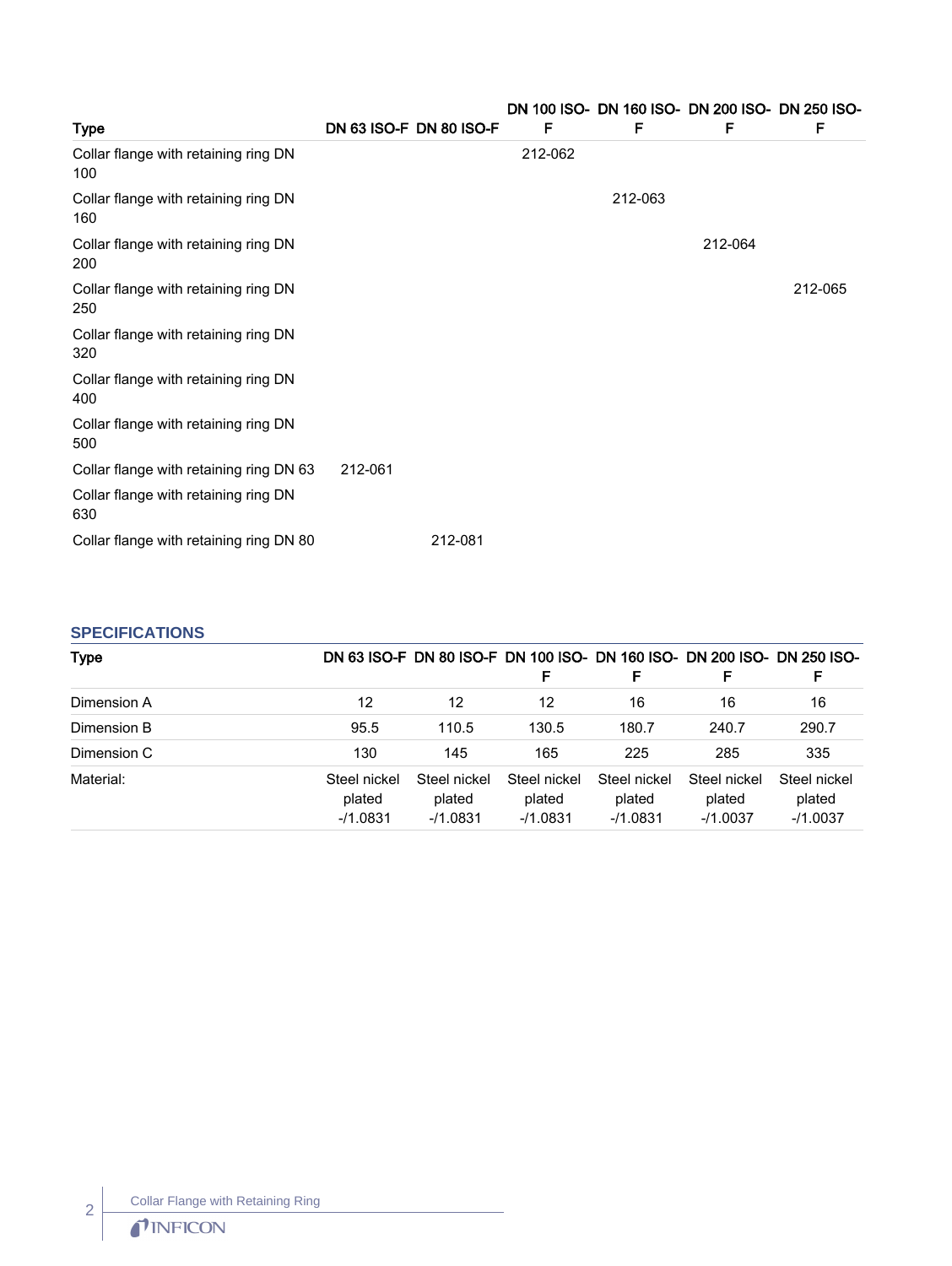| Type | DN 63 ISO-F | DN 80 ISO-F | DN 100 ISO-F | DN 160 ISO-F | DN 200 ISO-F | DN 250 ISO-F |
|---|---|---|---|---|---|---|
| Collar flange with retaining ring DN 100 | | | 212-062 | | | |
| Collar flange with retaining ring DN 160 | | | | 212-063 | | |
| Collar flange with retaining ring DN 200 | | | | | 212-064 | |
| Collar flange with retaining ring DN 250 | | | | | | 212-065 |
| Collar flange with retaining ring DN 320 | | | | | | |
| Collar flange with retaining ring DN 400 | | | | | | |
| Collar flange with retaining ring DN 500 | | | | | | |
| Collar flange with retaining ring DN 63 | 212-061 | | | | | |
| Collar flange with retaining ring DN 630 | | | | | | |
| Collar flange with retaining ring DN 80 | | 212-081 | | | | |

## SPECIFICATIONS

| Type | DN 63 ISO-F | DN 80 ISO-F | DN 100 ISO-F | DN 160 ISO-F | DN 200 ISO-F | DN 250 ISO-F |
|---|---|---|---|---|---|---|
| Dimension A | 12 | 12 | 12 | 16 | 16 | 16 |
| Dimension B | 95.5 | 110.5 | 130.5 | 180.7 | 240.7 | 290.7 |
| Dimension C | 130 | 145 | 165 | 225 | 285 | 335 |
| Material: | Steel nickel plated -/1.0831 | Steel nickel plated -/1.0831 | Steel nickel plated -/1.0831 | Steel nickel plated -/1.0831 | Steel nickel plated -/1.0037 | Steel nickel plated -/1.0037 |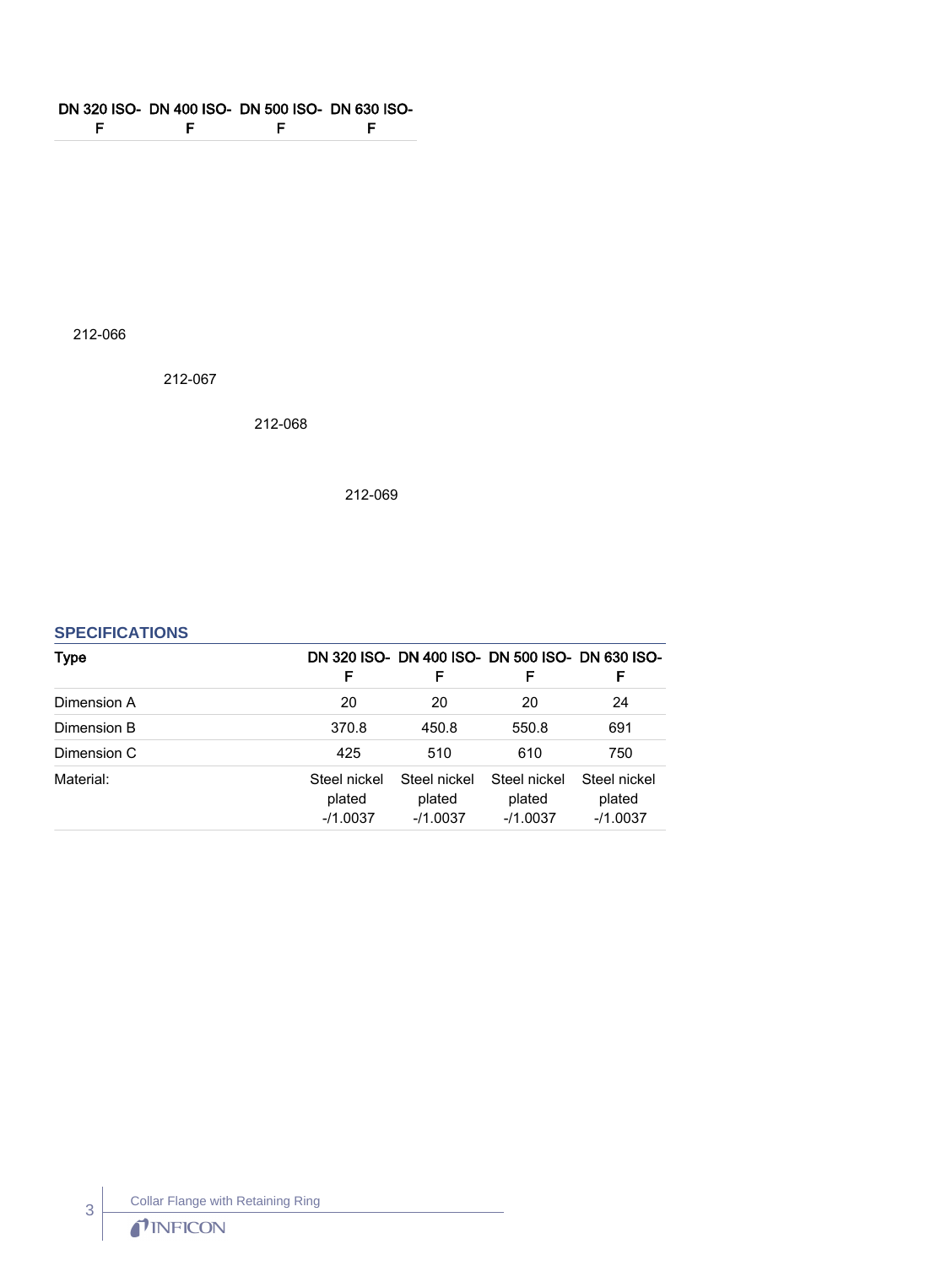| DN 320 ISO-F | DN 400 ISO-F | DN 500 ISO-F | DN 630 ISO-F |
| --- | --- | --- | --- |
| 212-066 | | | |
| | 212-067 | | |
| | | 212-068 | |
| | | | 212-069 |

## SPECIFICATIONS

| Type | DN 320 ISO-F | DN 400 ISO-F | DN 500 ISO-F | DN 630 ISO-F |
| --- | --- | --- | --- | --- |
| Dimension A | 20 | 20 | 20 | 24 |
| Dimension B | 370.8 | 450.8 | 550.8 | 691 |
| Dimension C | 425 | 510 | 610 | 750 |
| Material: | Steel nickel plated -/1.0037 | Steel nickel plated -/1.0037 | Steel nickel plated -/1.0037 | Steel nickel plated -/1.0037 |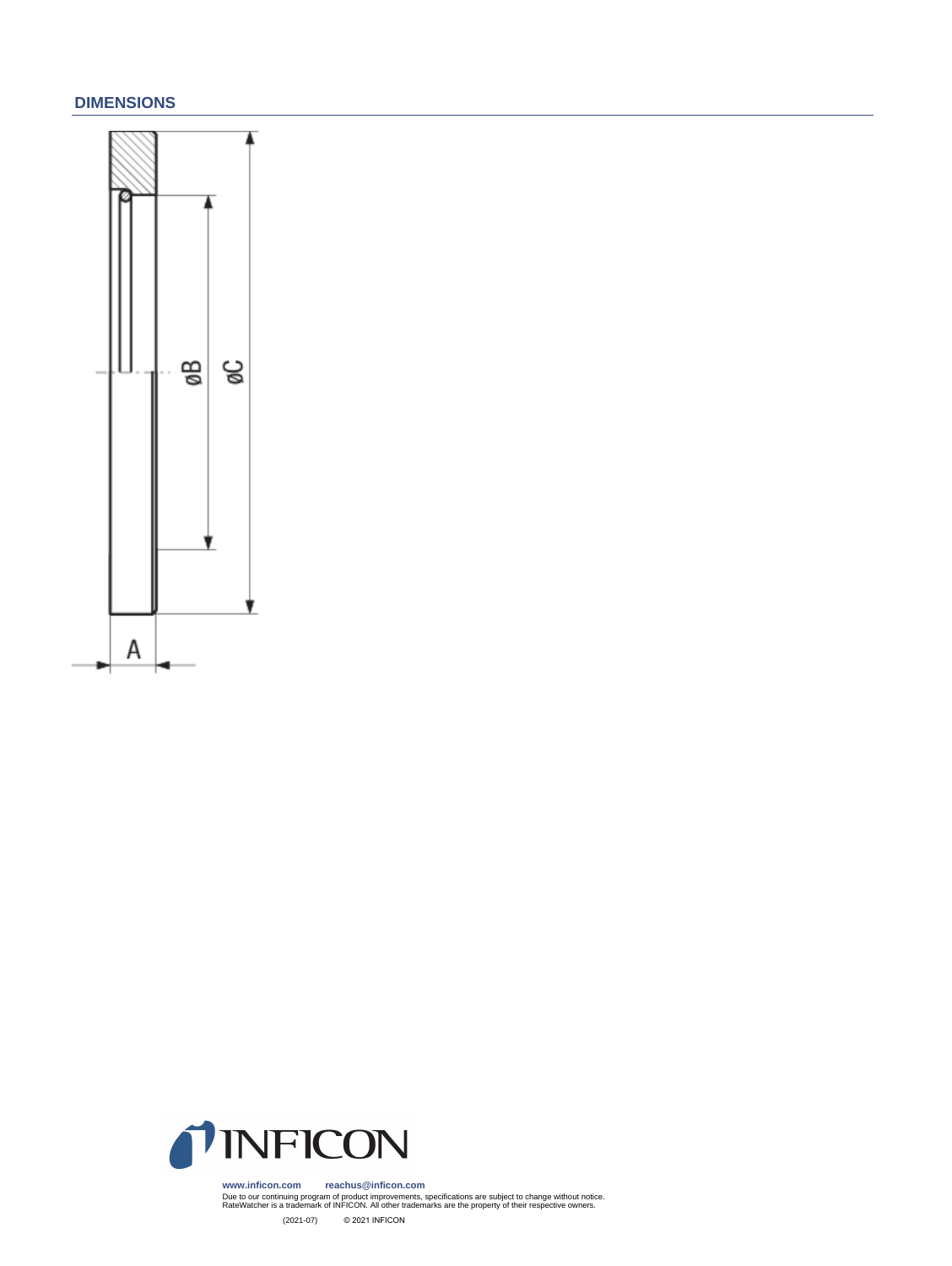## DIMENSIONS

A

ØB

ØC

www.inficon.com reachus@inficon.com

Due to our continuing program of product improvements, specifications are subject to change without notice.
RateWatcher is a trademark of INFICON. All other trademarks are the property of their respective owners.

(2021-07) © 2021 INFICON